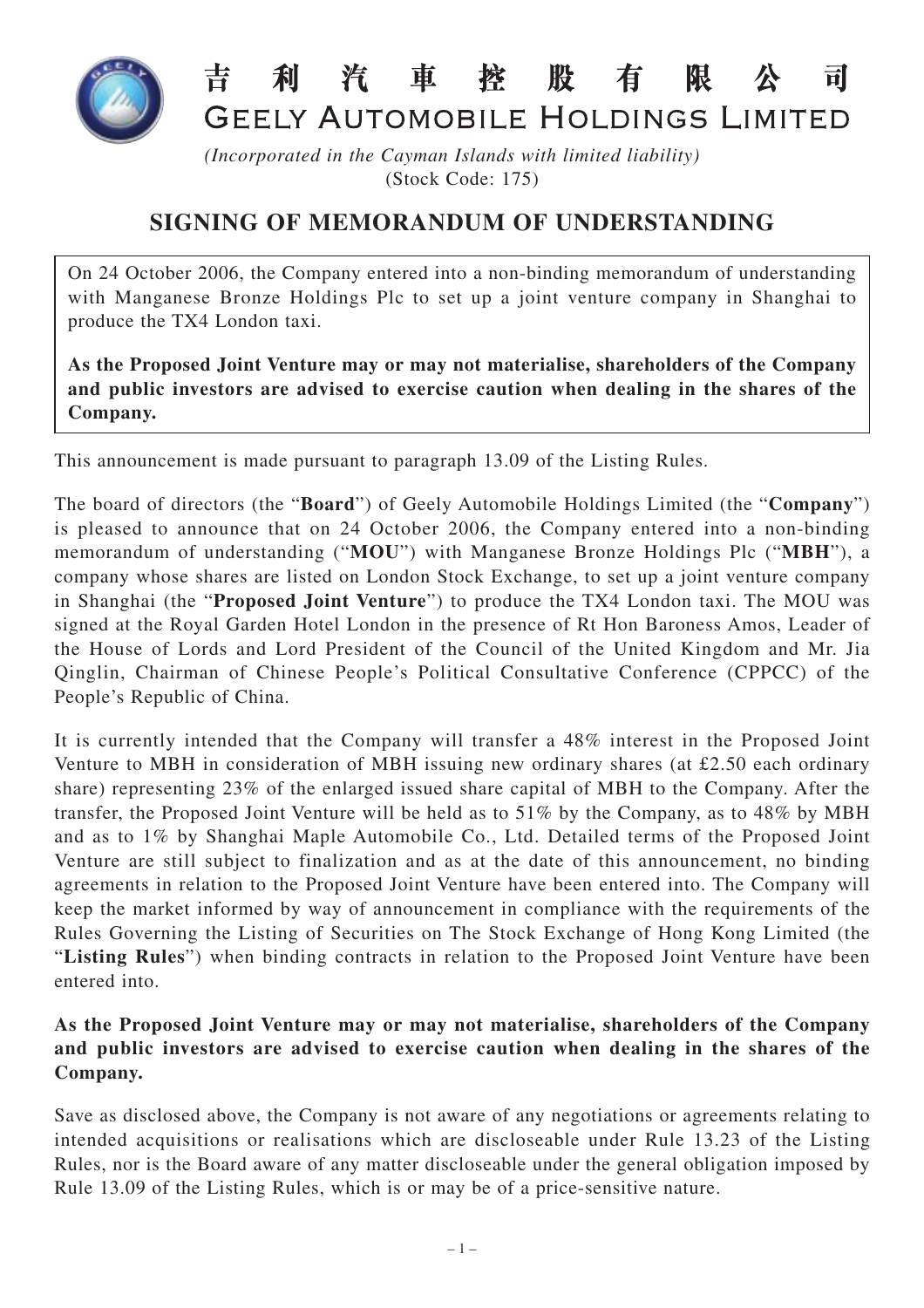# 吉利汽車控股有限公司
# GEELY AUTOMOBILE HOLDINGS LIMITED

*(Incorporated in the Cayman Islands with limited liability)*
(Stock Code: 175)

## SIGNING OF MEMORANDUM OF UNDERSTANDING

On 24 October 2006, the Company entered into a non-binding memorandum of understanding with Manganese Bronze Holdings Plc to set up a joint venture company in Shanghai to produce the TX4 London taxi.

**As the Proposed Joint Venture may or may not materialise, shareholders of the Company and public investors are advised to exercise caution when dealing in the shares of the Company.**

This announcement is made pursuant to paragraph 13.09 of the Listing Rules.

The board of directors (the "**Board**") of Geely Automobile Holdings Limited (the "**Company**") is pleased to announce that on 24 October 2006, the Company entered into a non-binding memorandum of understanding ("**MOU**") with Manganese Bronze Holdings Plc ("**MBH**"), a company whose shares are listed on London Stock Exchange, to set up a joint venture company in Shanghai (the "**Proposed Joint Venture**") to produce the TX4 London taxi. The MOU was signed at the Royal Garden Hotel London in the presence of Rt Hon Baroness Amos, Leader of the House of Lords and Lord President of the Council of the United Kingdom and Mr. Jia Qinglin, Chairman of Chinese People's Political Consultative Conference (CPPCC) of the People's Republic of China.

It is currently intended that the Company will transfer a 48% interest in the Proposed Joint Venture to MBH in consideration of MBH issuing new ordinary shares (at £2.50 each ordinary share) representing 23% of the enlarged issued share capital of MBH to the Company. After the transfer, the Proposed Joint Venture will be held as to 51% by the Company, as to 48% by MBH and as to 1% by Shanghai Maple Automobile Co., Ltd. Detailed terms of the Proposed Joint Venture are still subject to finalization and as at the date of this announcement, no binding agreements in relation to the Proposed Joint Venture have been entered into. The Company will keep the market informed by way of announcement in compliance with the requirements of the Rules Governing the Listing of Securities on The Stock Exchange of Hong Kong Limited (the "**Listing Rules**") when binding contracts in relation to the Proposed Joint Venture have been entered into.

**As the Proposed Joint Venture may or may not materialise, shareholders of the Company and public investors are advised to exercise caution when dealing in the shares of the Company.**

Save as disclosed above, the Company is not aware of any negotiations or agreements relating to intended acquisitions or realisations which are discloseable under Rule 13.23 of the Listing Rules, nor is the Board aware of any matter discloseable under the general obligation imposed by Rule 13.09 of the Listing Rules, which is or may be of a price-sensitive nature.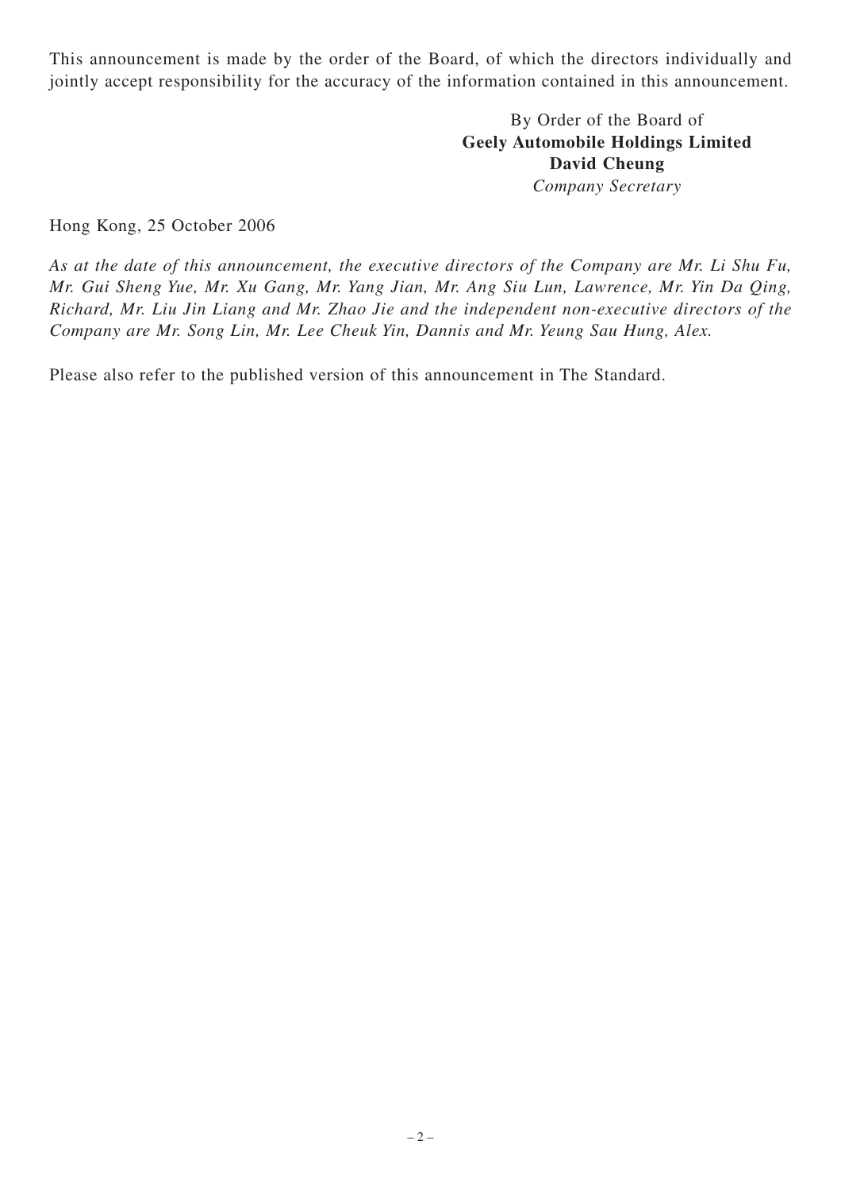This announcement is made by the order of the Board, of which the directors individually and jointly accept responsibility for the accuracy of the information contained in this announcement.

By Order of the Board of
**Geely Automobile Holdings Limited**
**David Cheung**
*Company Secretary*

Hong Kong, 25 October 2006

*As at the date of this announcement, the executive directors of the Company are Mr. Li Shu Fu, Mr. Gui Sheng Yue, Mr. Xu Gang, Mr. Yang Jian, Mr. Ang Siu Lun, Lawrence, Mr. Yin Da Qing, Richard, Mr. Liu Jin Liang and Mr. Zhao Jie and the independent non-executive directors of the Company are Mr. Song Lin, Mr. Lee Cheuk Yin, Dannis and Mr. Yeung Sau Hung, Alex.*

Please also refer to the published version of this announcement in The Standard.